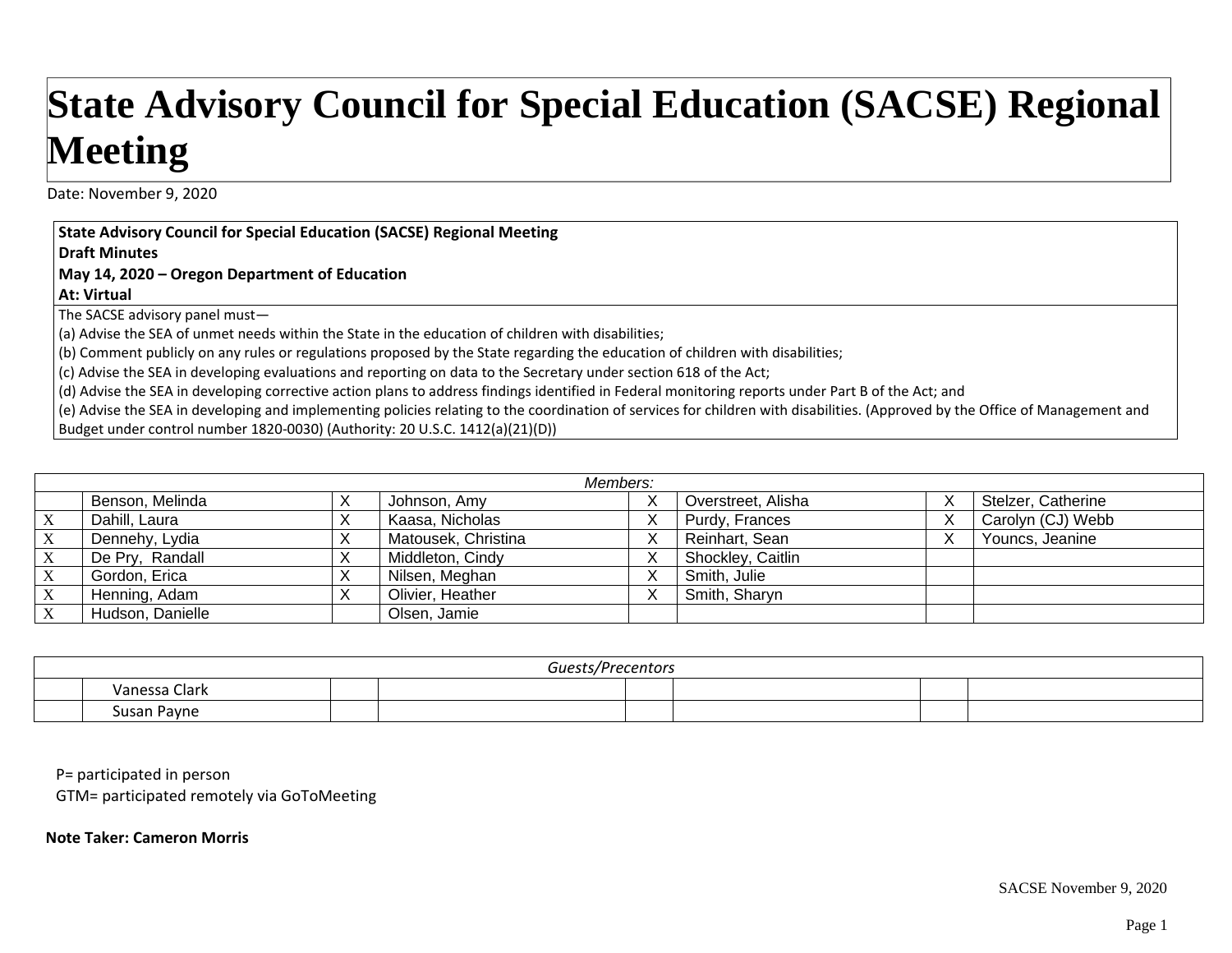# State Advisory Council for Special Education (SACSE) Regional Meeting

Date: November 9, 2020

| **State Advisory Council for Special Education (SACSE) Regional Meeting**<br>**Draft Minutes**<br>**May 14, 2020 – Oregon Department of Education**<br>**At: Virtual** |
|---|
| The SACSE advisory panel must—<br>(a) Advise the SEA of unmet needs within the State in the education of children with disabilities;<br>(b) Comment publicly on any rules or regulations proposed by the State regarding the education of children with disabilities;<br>(c) Advise the SEA in developing evaluations and reporting on data to the Secretary under section 618 of the Act;<br>(d) Advise the SEA in developing corrective action plans to address findings identified in Federal monitoring reports under Part B of the Act; and<br>(e) Advise the SEA in developing and implementing policies relating to the coordination of services for children with disabilities. (Approved by the Office of Management and Budget under control number 1820-0030) (Authority: 20 U.S.C. 1412(a)(21)(D)) |

| *Members:* | | | | | | | |
|---|---|---|---|---|---|---|---|
| | Benson, Melinda | X | Johnson, Amy | X | Overstreet, Alisha | X | Stelzer, Catherine |
| X | Dahill, Laura | X | Kaasa, Nicholas | X | Purdy, Frances | X | Carolyn (CJ) Webb |
| X | Dennehy, Lydia | X | Matousek, Christina | X | Reinhart, Sean | X | Youncs, Jeanine |
| X | De Pry, Randall | X | Middleton, Cindy | X | Shockley, Caitlin | | |
| X | Gordon, Erica | X | Nilsen, Meghan | X | Smith, Julie | | |
| X | Henning, Adam | X | Olivier, Heather | X | Smith, Sharyn | | |
| X | Hudson, Danielle | | Olsen, Jamie | | | | |

| *Guests/Precentors* | | | | | | | |
|---|---|---|---|---|---|---|---|
| | Vanessa Clark | | | | | | |
| | Susan Payne | | | | | | |

P= participated in person
GTM= participated remotely via GoToMeeting

**Note Taker: Cameron Morris**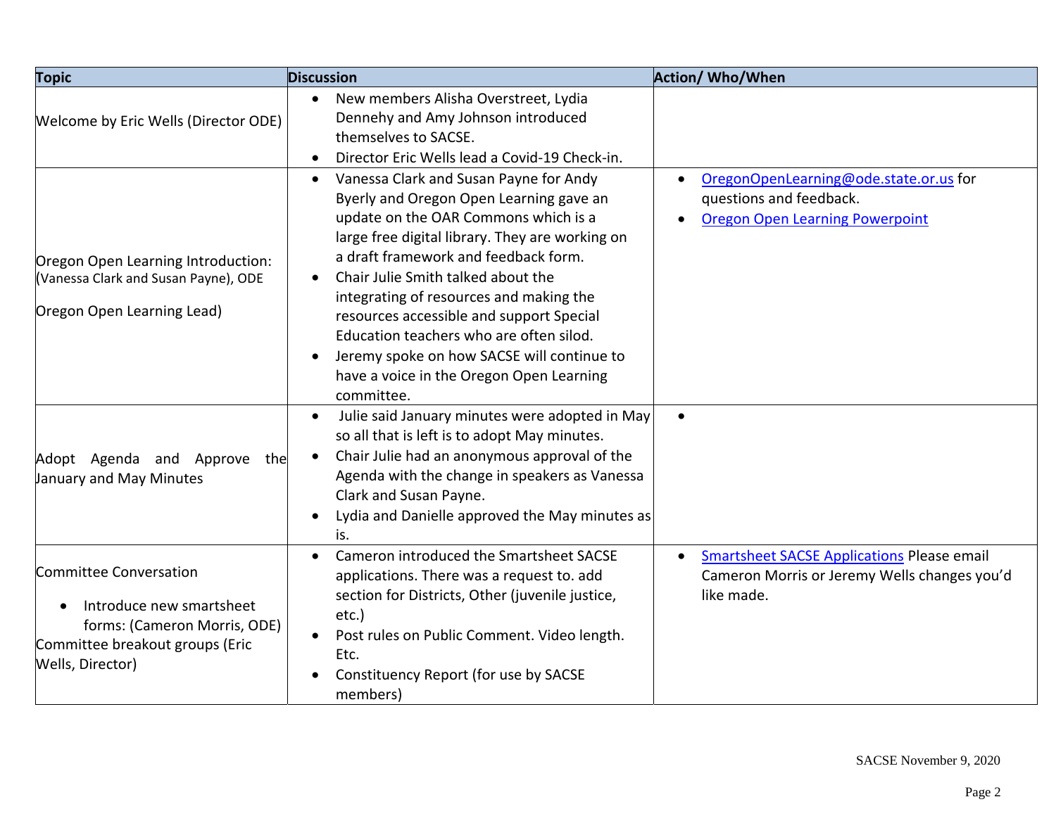| Topic | Discussion | Action/ Who/When |
|---|---|---|
| Welcome by Eric Wells (Director ODE) | • New members Alisha Overstreet, Lydia Dennehy and Amy Johnson introduced themselves to SACSE.<br>• Director Eric Wells lead a Covid-19 Check-in. | |
| Oregon Open Learning Introduction: (Vanessa Clark and Susan Payne), ODE<br><br>Oregon Open Learning Lead) | • Vanessa Clark and Susan Payne for Andy Byerly and Oregon Open Learning gave an update on the OAR Commons which is a large free digital library. They are working on a draft framework and feedback form.<br>• Chair Julie Smith talked about the integrating of resources and making the resources accessible and support Special Education teachers who are often silod.<br>• Jeremy spoke on how SACSE will continue to have a voice in the Oregon Open Learning committee. | • OregonOpenLearning@ode.state.or.us for questions and feedback.<br>• Oregon Open Learning Powerpoint |
| Adopt Agenda and Approve the January and May Minutes | • Julie said January minutes were adopted in May so all that is left is to adopt May minutes.<br>• Chair Julie had an anonymous approval of the Agenda with the change in speakers as Vanessa Clark and Susan Payne.<br>• Lydia and Danielle approved the May minutes as is. | • |
| Committee Conversation<br><br>• Introduce new smartsheet forms: (Cameron Morris, ODE)<br>Committee breakout groups (Eric Wells, Director) | • Cameron introduced the Smartsheet SACSE applications. There was a request to. add section for Districts, Other (juvenile justice, etc.)<br>• Post rules on Public Comment. Video length. Etc.<br>• Constituency Report (for use by SACSE members) | • Smartsheet SACSE Applications Please email Cameron Morris or Jeremy Wells changes you'd like made. |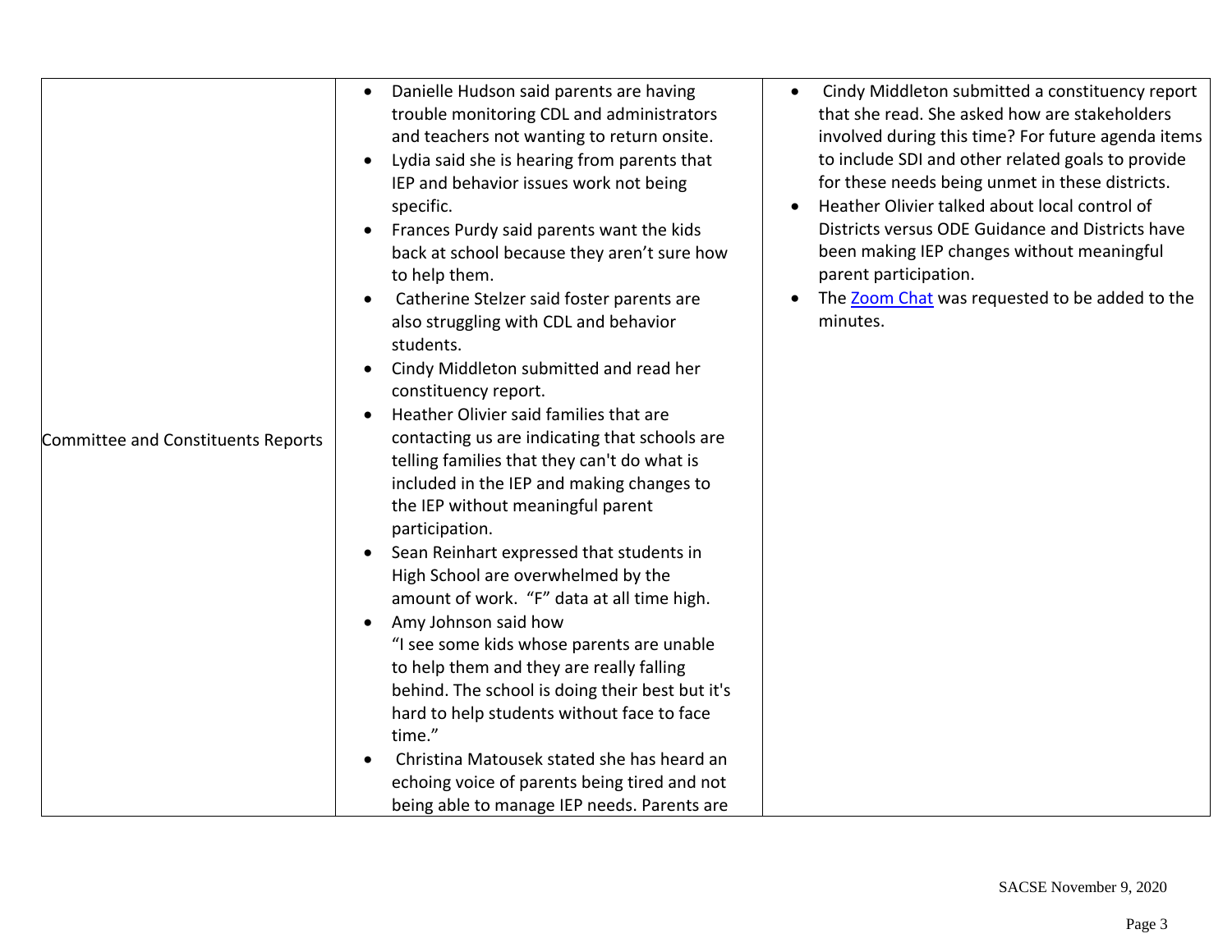| Committee and Constituents Reports | <ul><li>Danielle Hudson said parents are having trouble monitoring CDL and administrators and teachers not wanting to return onsite.</li><li>Lydia said she is hearing from parents that IEP and behavior issues work not being specific.</li><li>Frances Purdy said parents want the kids back at school because they aren't sure how to help them.</li><li>Catherine Stelzer said foster parents are also struggling with CDL and behavior students.</li><li>Cindy Middleton submitted and read her constituency report.</li><li>Heather Olivier said families that are contacting us are indicating that schools are telling families that they can't do what is included in the IEP and making changes to the IEP without meaningful parent participation.</li><li>Sean Reinhart expressed that students in High School are overwhelmed by the amount of work. "F" data at all time high.</li><li>Amy Johnson said how "I see some kids whose parents are unable to help them and they are really falling behind. The school is doing their best but it's hard to help students without face to face time."</li><li>Christina Matousek stated she has heard an echoing voice of parents being tired and not being able to manage IEP needs. Parents are</li></ul> | <ul><li>Cindy Middleton submitted a constituency report that she read. She asked how are stakeholders involved during this time? For future agenda items to include SDI and other related goals to provide for these needs being unmet in these districts.</li><li>Heather Olivier talked about local control of Districts versus ODE Guidance and Districts have been making IEP changes without meaningful parent participation.</li><li>The [Zoom Chat] was requested to be added to the minutes.</li></ul> |
|---|---|---|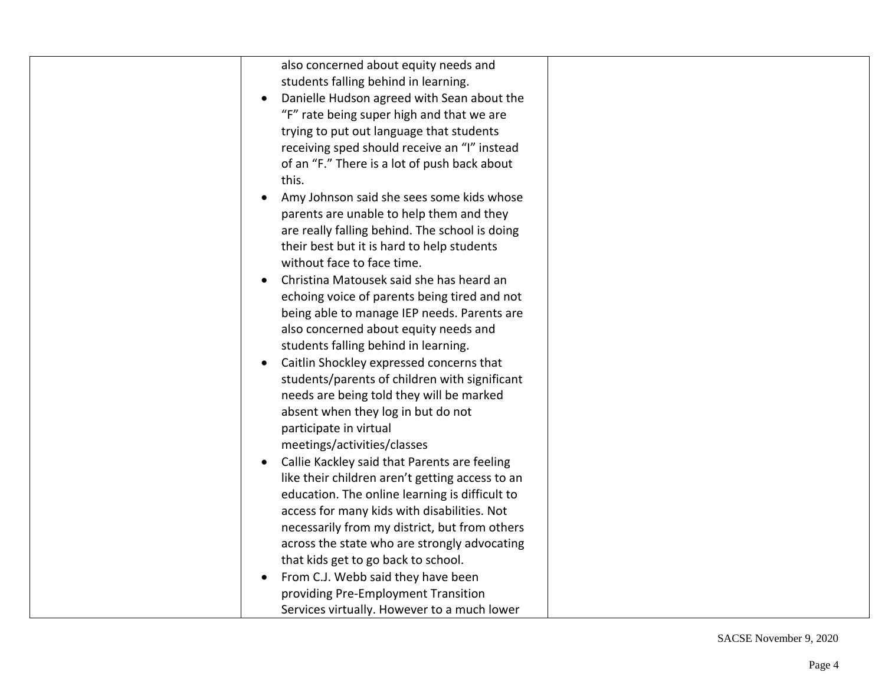| | | |
|---|---|---|
| | also concerned about equity needs and students falling behind in learning.<br>• Danielle Hudson agreed with Sean about the "F" rate being super high and that we are trying to put out language that students receiving sped should receive an "I" instead of an "F." There is a lot of push back about this.<br>• Amy Johnson said she sees some kids whose parents are unable to help them and they are really falling behind. The school is doing their best but it is hard to help students without face to face time.<br>• Christina Matousek said she has heard an echoing voice of parents being tired and not being able to manage IEP needs. Parents are also concerned about equity needs and students falling behind in learning.<br>• Caitlin Shockley expressed concerns that students/parents of children with significant needs are being told they will be marked absent when they log in but do not participate in virtual meetings/activities/classes<br>• Callie Kackley said that Parents are feeling like their children aren't getting access to an education. The online learning is difficult to access for many kids with disabilities. Not necessarily from my district, but from others across the state who are strongly advocating that kids get to go back to school.<br>• From C.J. Webb said they have been providing Pre-Employment Transition Services virtually. However to a much lower | |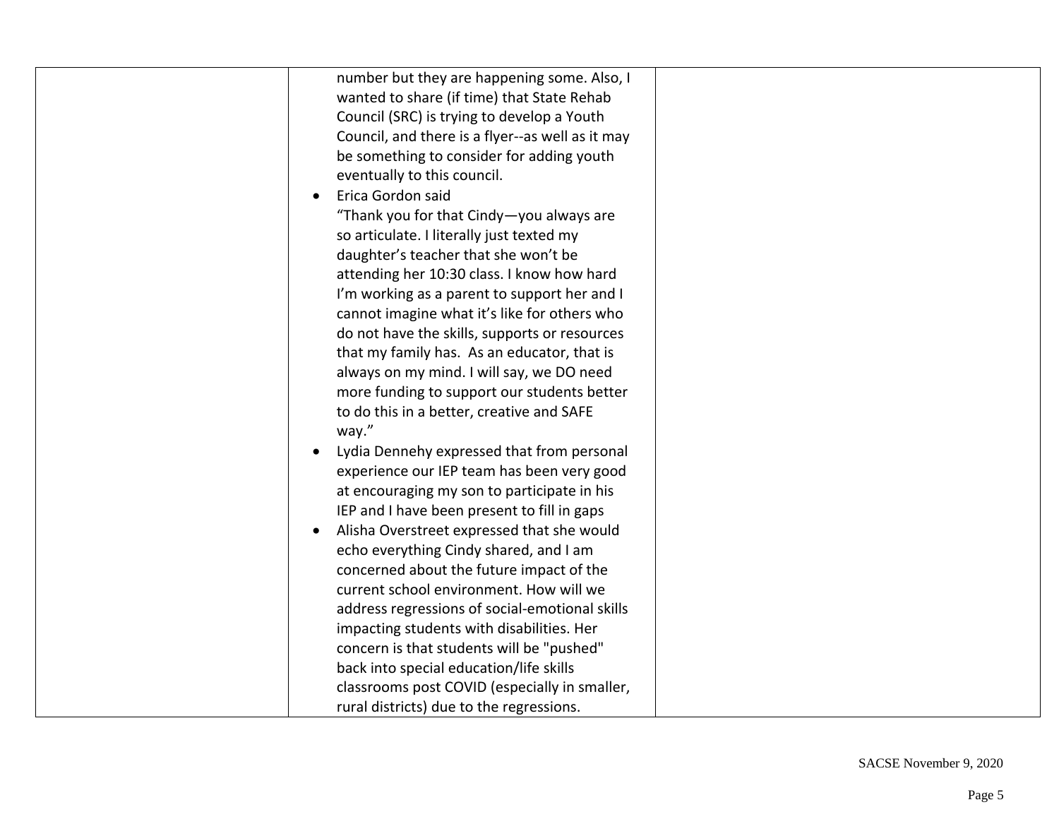| | | |
|---|---|---|
| | number but they are happening some. Also, I wanted to share (if time) that State Rehab Council (SRC) is trying to develop a Youth Council, and there is a flyer--as well as it may be something to consider for adding youth eventually to this council.<br>• Erica Gordon said "Thank you for that Cindy—you always are so articulate. I literally just texted my daughter's teacher that she won't be attending her 10:30 class. I know how hard I'm working as a parent to support her and I cannot imagine what it's like for others who do not have the skills, supports or resources that my family has. As an educator, that is always on my mind. I will say, we DO need more funding to support our students better to do this in a better, creative and SAFE way."<br>• Lydia Dennehy expressed that from personal experience our IEP team has been very good at encouraging my son to participate in his IEP and I have been present to fill in gaps<br>• Alisha Overstreet expressed that she would echo everything Cindy shared, and I am concerned about the future impact of the current school environment. How will we address regressions of social-emotional skills impacting students with disabilities. Her concern is that students will be "pushed" back into special education/life skills classrooms post COVID (especially in smaller, rural districts) due to the regressions. | |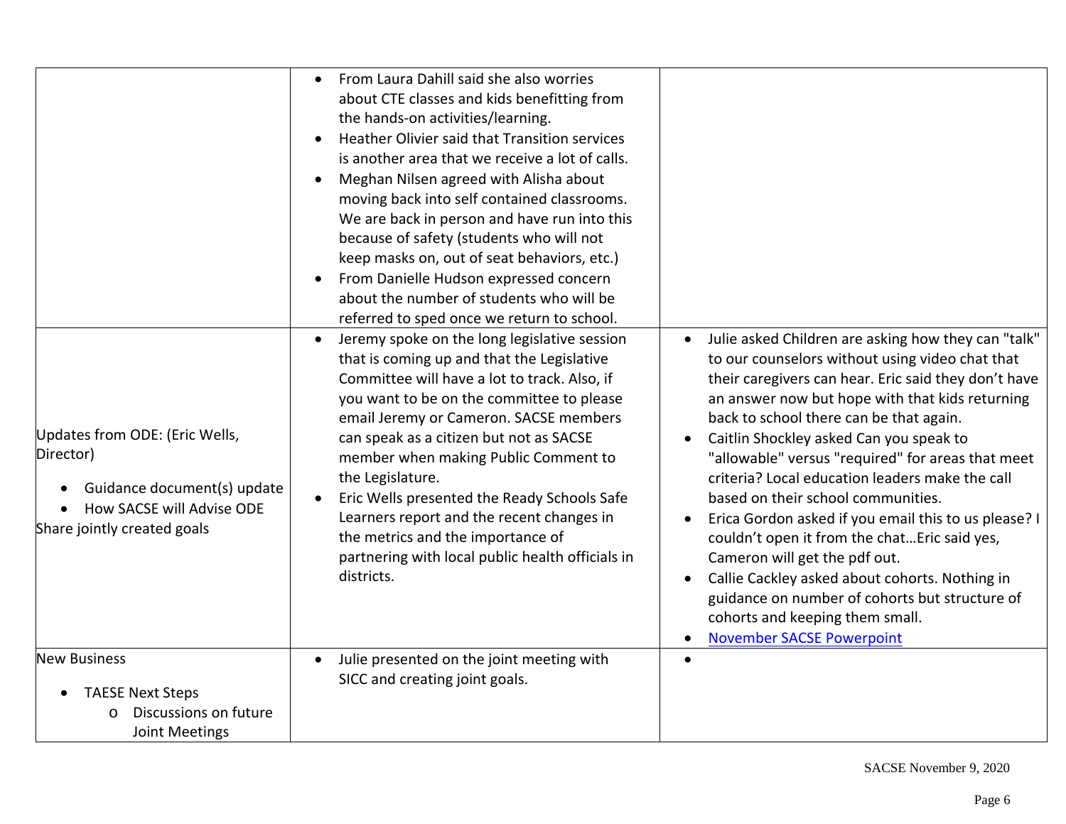| | | |
|---|---|---|
| | • From Laura Dahill said she also worries about CTE classes and kids benefitting from the hands-on activities/learning.<br>• Heather Olivier said that Transition services is another area that we receive a lot of calls.<br>• Meghan Nilsen agreed with Alisha about moving back into self contained classrooms. We are back in person and have run into this because of safety (students who will not keep masks on, out of seat behaviors, etc.)<br>• From Danielle Hudson expressed concern about the number of students who will be referred to sped once we return to school. | |
| Updates from ODE: (Eric Wells, Director)<br>• Guidance document(s) update<br>• How SACSE will Advise ODE<br>Share jointly created goals | • Jeremy spoke on the long legislative session that is coming up and that the Legislative Committee will have a lot to track. Also, if you want to be on the committee to please email Jeremy or Cameron. SACSE members can speak as a citizen but not as SACSE member when making Public Comment to the Legislature.<br>• Eric Wells presented the Ready Schools Safe Learners report and the recent changes in the metrics and the importance of partnering with local public health officials in districts. | • Julie asked Children are asking how they can "talk" to our counselors without using video chat that their caregivers can hear. Eric said they don't have an answer now but hope with that kids returning back to school there can be that again.<br>• Caitlin Shockley asked Can you speak to "allowable" versus "required" for areas that meet criteria? Local education leaders make the call based on their school communities.<br>• Erica Gordon asked if you email this to us please? I couldn't open it from the chat…Eric said yes, Cameron will get the pdf out.<br>• Callie Cackley asked about cohorts. Nothing in guidance on number of cohorts but structure of cohorts and keeping them small.<br>• November SACSE Powerpoint |
| New Business<br>• TAESE Next Steps<br>  o Discussions on future Joint Meetings | • Julie presented on the joint meeting with SICC and creating joint goals. | • |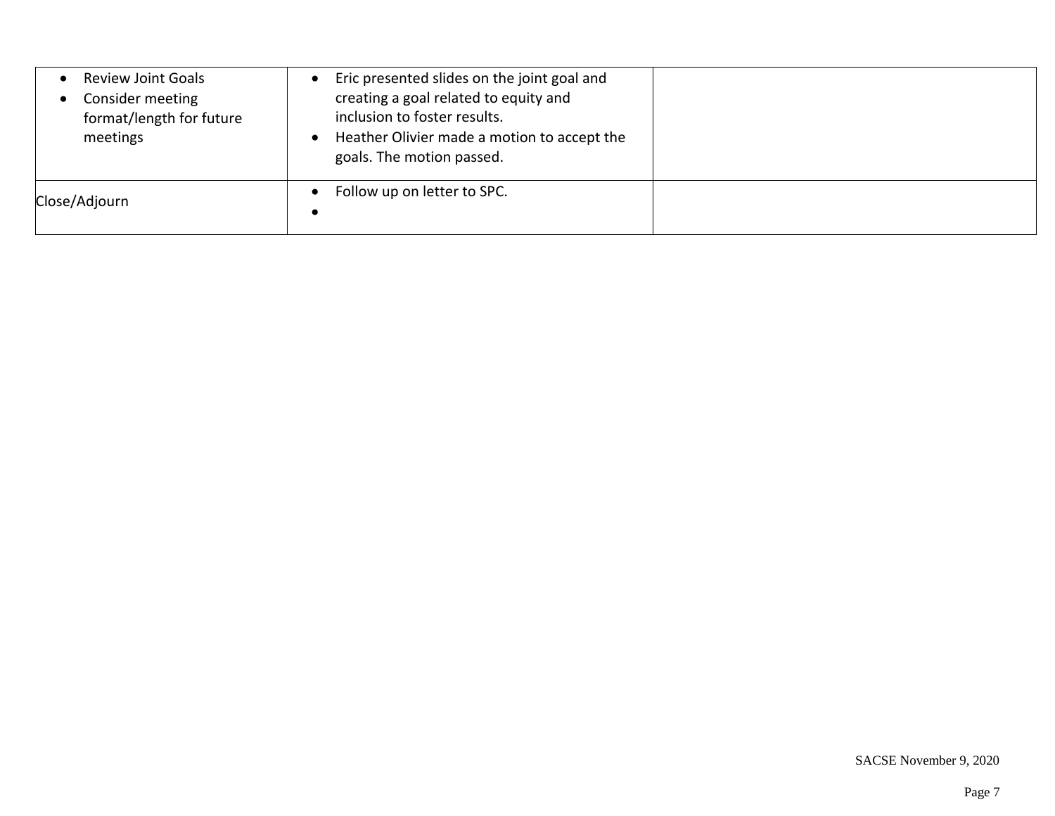| | | |
|---|---|---|
| • Review Joint Goals<br>• Consider meeting format/length for future meetings | • Eric presented slides on the joint goal and creating a goal related to equity and inclusion to foster results.<br>• Heather Olivier made a motion to accept the goals. The motion passed. | |
| Close/Adjourn | • Follow up on letter to SPC.<br>• | |